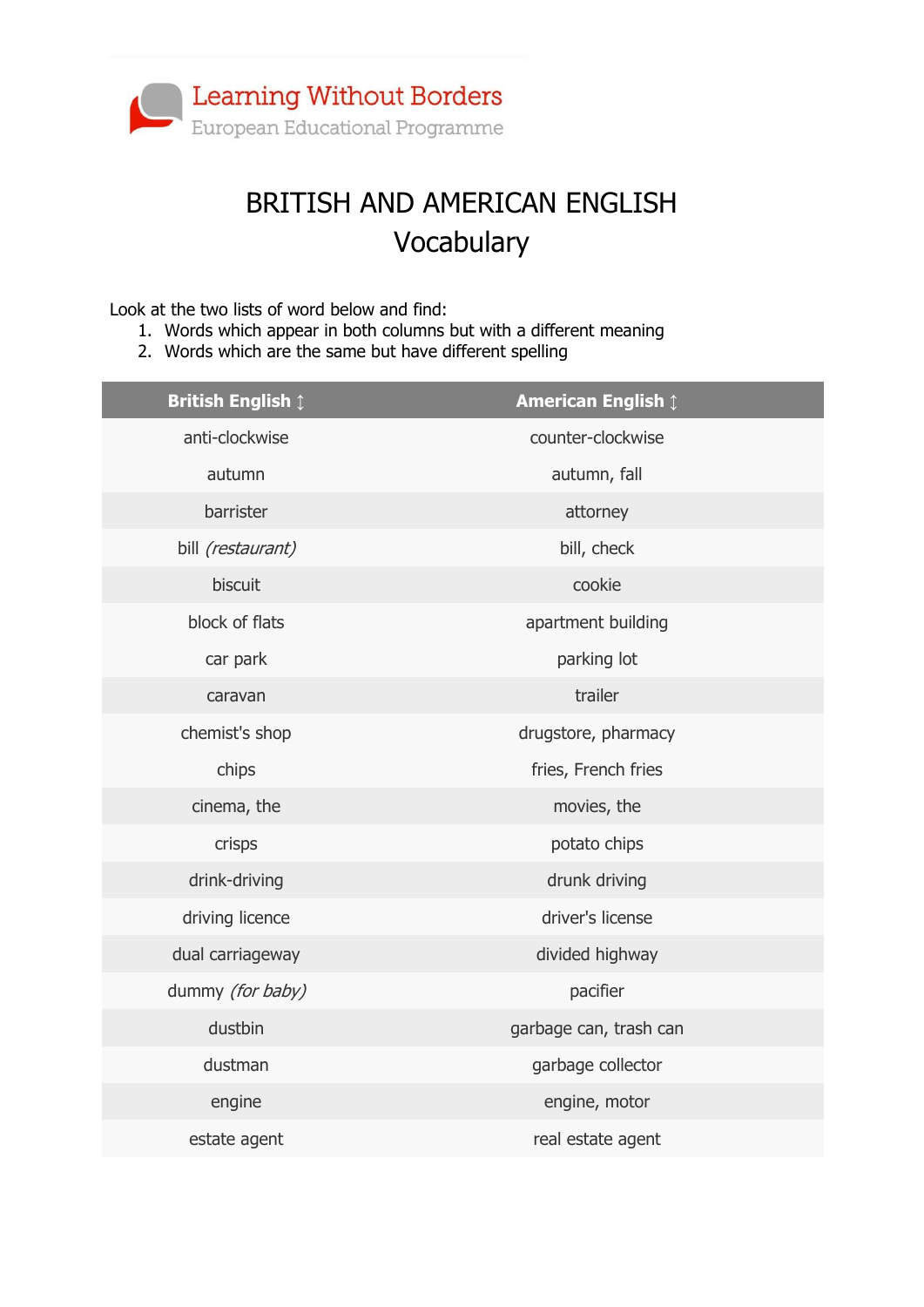Learning Without Borders
European Educational Programme

# BRITISH AND AMERICAN ENGLISH
## Vocabulary

Look at the two lists of word below and find:

1. Words which appear in both columns but with a different meaning
2. Words which are the same but have different spelling

| British English ↕ | American English ↕ |
|---|---|
| anti-clockwise | counter-clockwise |
| autumn | autumn, fall |
| barrister | attorney |
| bill *(restaurant)* | bill, check |
| biscuit | cookie |
| block of flats | apartment building |
| car park | parking lot |
| caravan | trailer |
| chemist's shop | drugstore, pharmacy |
| chips | fries, French fries |
| cinema, the | movies, the |
| crisps | potato chips |
| drink-driving | drunk driving |
| driving licence | driver's license |
| dual carriageway | divided highway |
| dummy *(for baby)* | pacifier |
| dustbin | garbage can, trash can |
| dustman | garbage collector |
| engine | engine, motor |
| estate agent | real estate agent |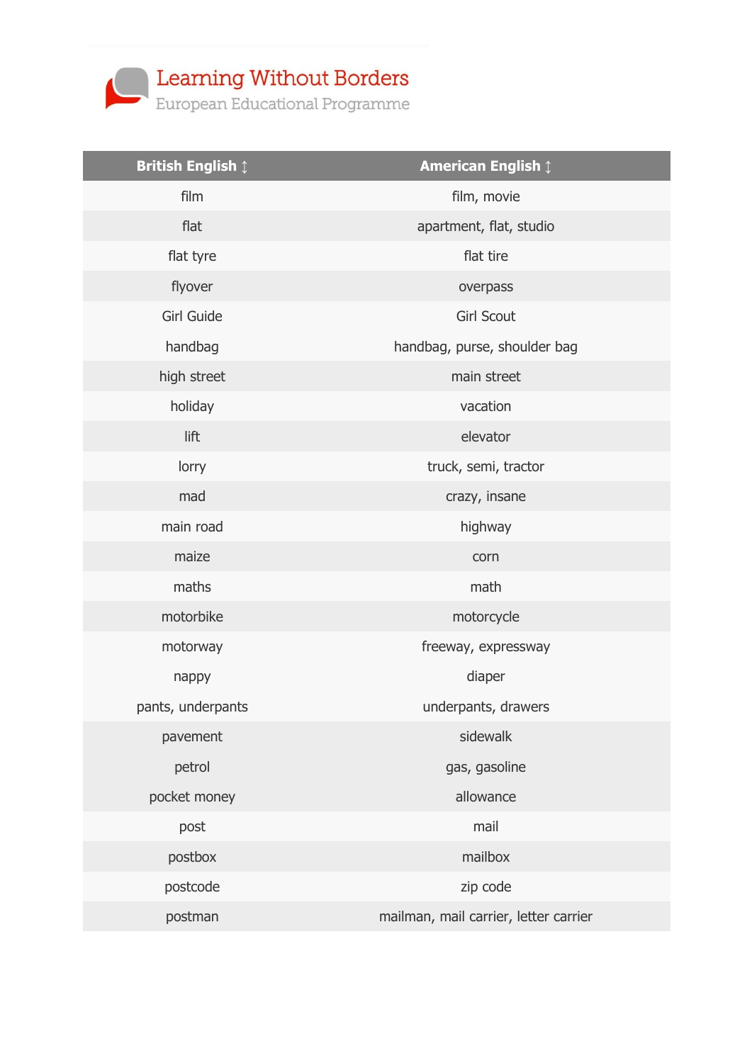Learning Without Borders
European Educational Programme

| British English ↕ | American English ↕ |
|---|---|
| film | film, movie |
| flat | apartment, flat, studio |
| flat tyre | flat tire |
| flyover | overpass |
| Girl Guide | Girl Scout |
| handbag | handbag, purse, shoulder bag |
| high street | main street |
| holiday | vacation |
| lift | elevator |
| lorry | truck, semi, tractor |
| mad | crazy, insane |
| main road | highway |
| maize | corn |
| maths | math |
| motorbike | motorcycle |
| motorway | freeway, expressway |
| nappy | diaper |
| pants, underpants | underpants, drawers |
| pavement | sidewalk |
| petrol | gas, gasoline |
| pocket money | allowance |
| post | mail |
| postbox | mailbox |
| postcode | zip code |
| postman | mailman, mail carrier, letter carrier |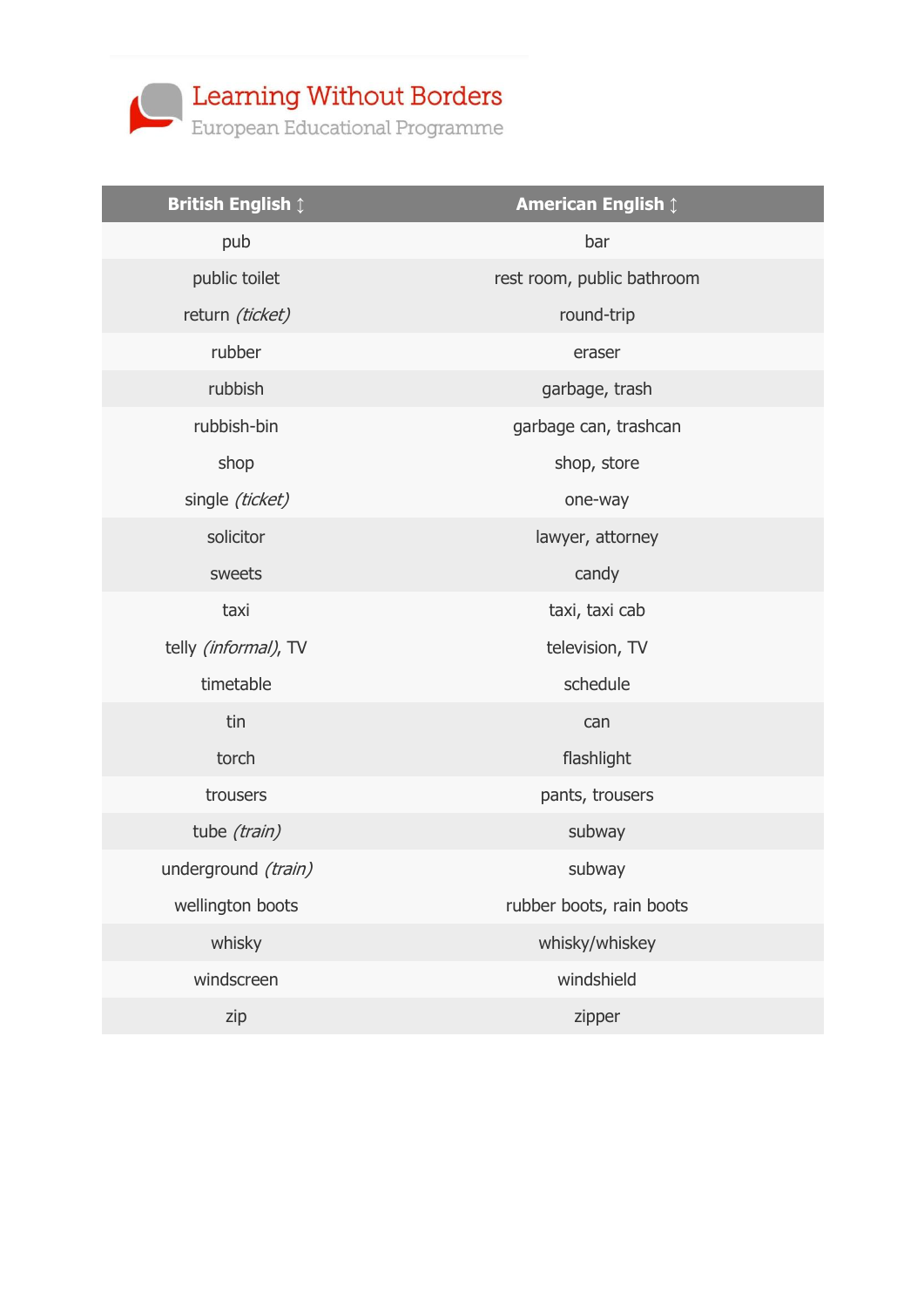| British English ↕ | American English ↕ |
| --- | --- |
| pub | bar |
| public toilet | rest room, public bathroom |
| return *(ticket)* | round-trip |
| rubber | eraser |
| rubbish | garbage, trash |
| rubbish-bin | garbage can, trashcan |
| shop | shop, store |
| single *(ticket)* | one-way |
| solicitor | lawyer, attorney |
| sweets | candy |
| taxi | taxi, taxi cab |
| telly *(informal)*, TV | television, TV |
| timetable | schedule |
| tin | can |
| torch | flashlight |
| trousers | pants, trousers |
| tube *(train)* | subway |
| underground *(train)* | subway |
| wellington boots | rubber boots, rain boots |
| whisky | whisky/whiskey |
| windscreen | windshield |
| zip | zipper |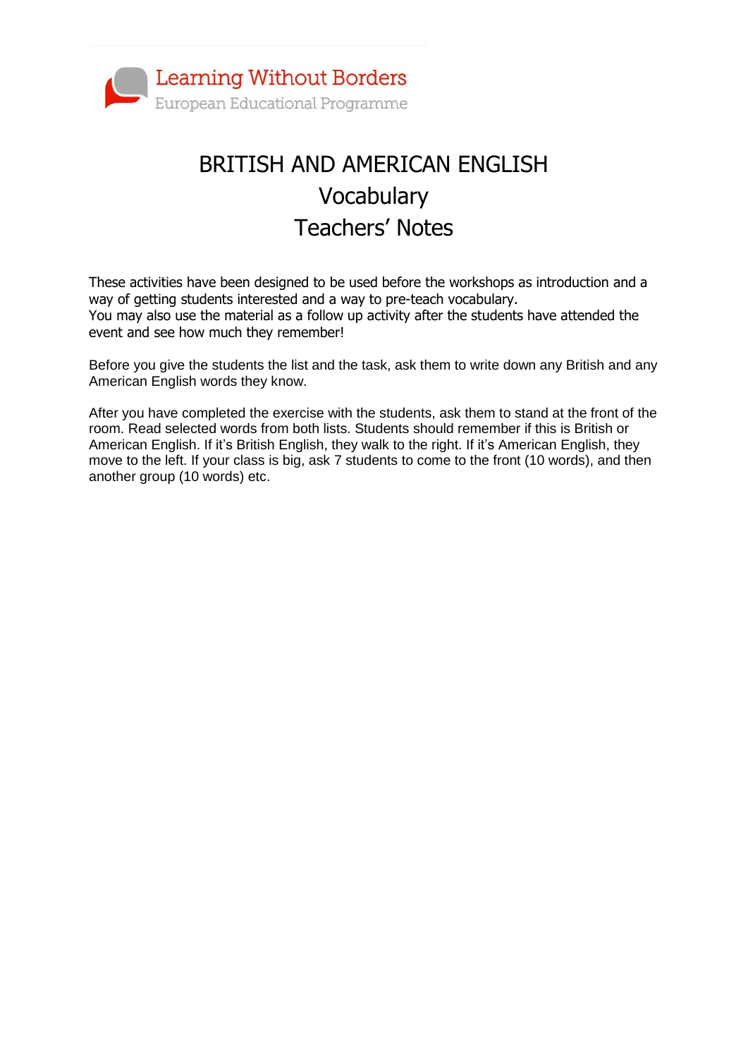Learning Without Borders
European Educational Programme

# BRITISH AND AMERICAN ENGLISH
## Vocabulary
## Teachers' Notes

These activities have been designed to be used before the workshops as introduction and a way of getting students interested and a way to pre-teach vocabulary.
You may also use the material as a follow up activity after the students have attended the event and see how much they remember!

Before you give the students the list and the task, ask them to write down any British and any American English words they know.

After you have completed the exercise with the students, ask them to stand at the front of the room. Read selected words from both lists. Students should remember if this is British or American English. If it's British English, they walk to the right. If it's American English, they move to the left. If your class is big, ask 7 students to come to the front (10 words), and then another group (10 words) etc.